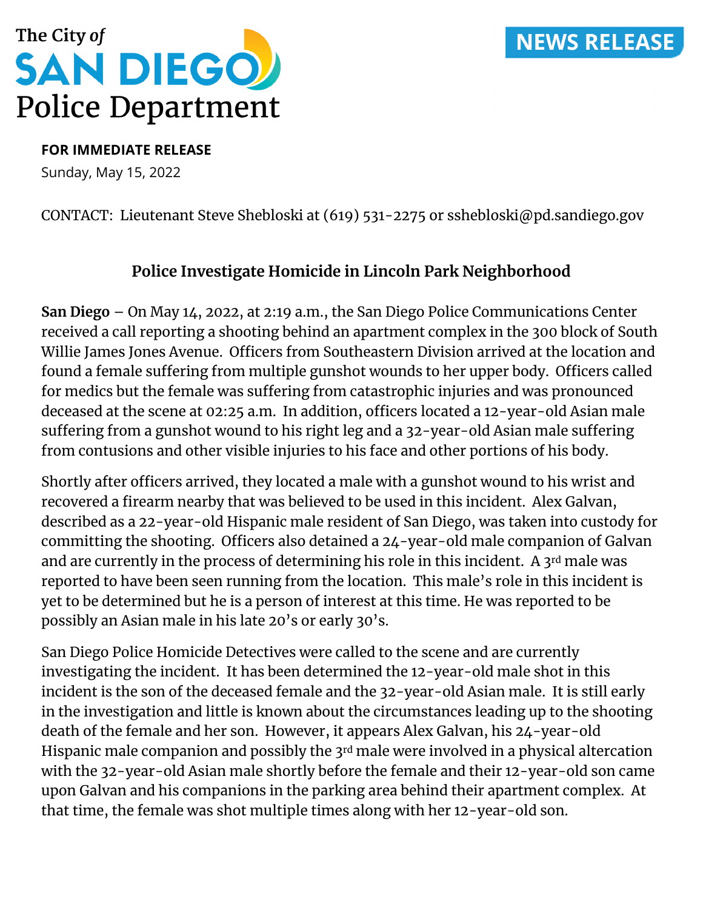The City *of*

# SAN DIEGO Police Department

**NEWS RELEASE**

**FOR IMMEDIATE RELEASE**

Sunday, May 15, 2022

CONTACT: Lieutenant Steve Shebloski at (619) 531-2275 or sshebloski@pd.sandiego.gov

## Police Investigate Homicide in Lincoln Park Neighborhood

**San Diego** – On May 14, 2022, at 2:19 a.m., the San Diego Police Communications Center received a call reporting a shooting behind an apartment complex in the 300 block of South Willie James Jones Avenue. Officers from Southeastern Division arrived at the location and found a female suffering from multiple gunshot wounds to her upper body. Officers called for medics but the female was suffering from catastrophic injuries and was pronounced deceased at the scene at 02:25 a.m. In addition, officers located a 12-year-old Asian male suffering from a gunshot wound to his right leg and a 32-year-old Asian male suffering from contusions and other visible injuries to his face and other portions of his body.

Shortly after officers arrived, they located a male with a gunshot wound to his wrist and recovered a firearm nearby that was believed to be used in this incident. Alex Galvan, described as a 22-year-old Hispanic male resident of San Diego, was taken into custody for committing the shooting. Officers also detained a 24-year-old male companion of Galvan and are currently in the process of determining his role in this incident. A 3rd male was reported to have been seen running from the location. This male's role in this incident is yet to be determined but he is a person of interest at this time. He was reported to be possibly an Asian male in his late 20's or early 30's.

San Diego Police Homicide Detectives were called to the scene and are currently investigating the incident. It has been determined the 12-year-old male shot in this incident is the son of the deceased female and the 32-year-old Asian male. It is still early in the investigation and little is known about the circumstances leading up to the shooting death of the female and her son. However, it appears Alex Galvan, his 24-year-old Hispanic male companion and possibly the 3rd male were involved in a physical altercation with the 32-year-old Asian male shortly before the female and their 12-year-old son came upon Galvan and his companions in the parking area behind their apartment complex. At that time, the female was shot multiple times along with her 12-year-old son.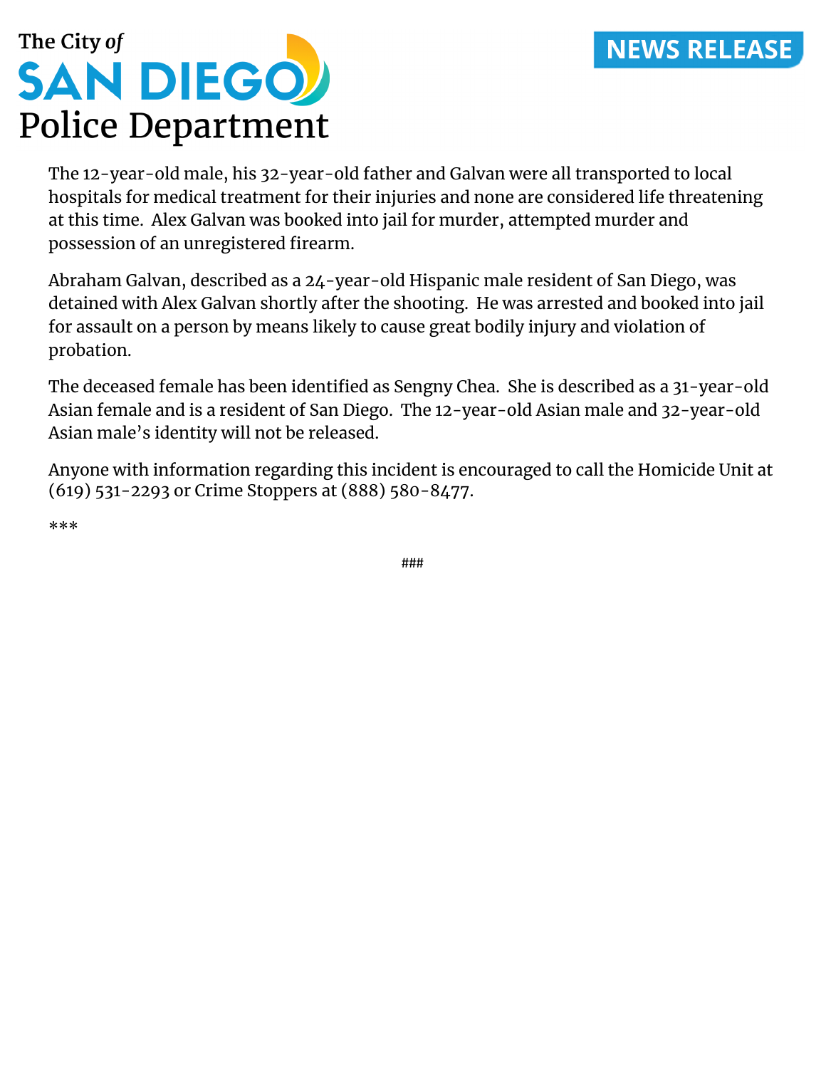The 12-year-old male, his 32-year-old father and Galvan were all transported to local hospitals for medical treatment for their injuries and none are considered life threatening at this time. Alex Galvan was booked into jail for murder, attempted murder and possession of an unregistered firearm.

Abraham Galvan, described as a 24-year-old Hispanic male resident of San Diego, was detained with Alex Galvan shortly after the shooting. He was arrested and booked into jail for assault on a person by means likely to cause great bodily injury and violation of probation.

The deceased female has been identified as Sengny Chea. She is described as a 31-year-old Asian female and is a resident of San Diego. The 12-year-old Asian male and 32-year-old Asian male's identity will not be released.

Anyone with information regarding this incident is encouraged to call the Homicide Unit at (619) 531-2293 or Crime Stoppers at (888) 580-8477.

***

###